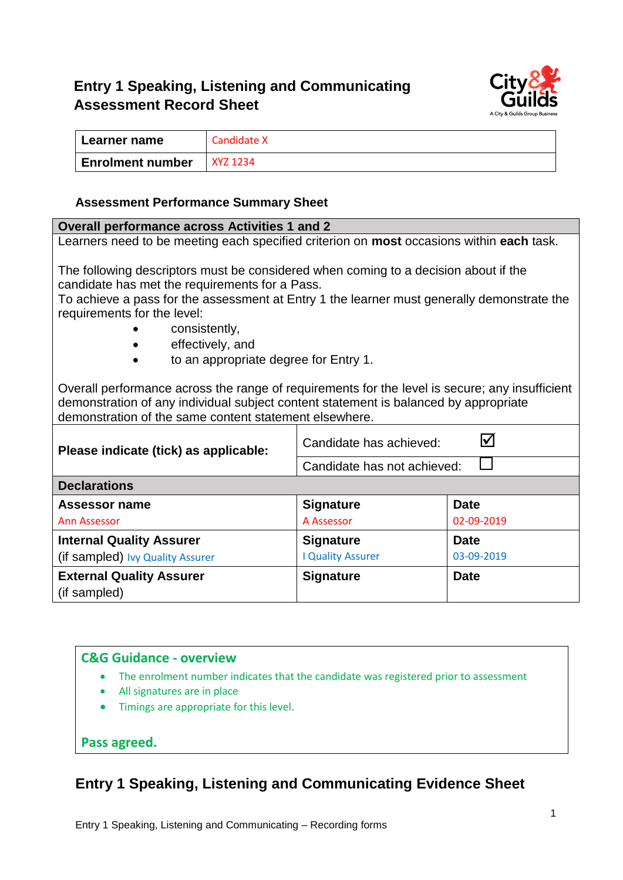# Entry 1 Speaking, Listening and Communicating Assessment Record Sheet

| Learner name | Candidate X |
|---|---|
| Enrolment number | XYZ 1234 |

### Assessment Performance Summary Sheet

| **Overall performance across Activities 1 and 2** | | |
|---|---|---|
| Learners need to be meeting each specified criterion on **most** occasions within **each** task.<br><br>The following descriptors must be considered when coming to a decision about if the candidate has met the requirements for a Pass.<br>To achieve a pass for the assessment at Entry 1 the learner must generally demonstrate the requirements for the level:<br>• consistently,<br>• effectively, and<br>• to an appropriate degree for Entry 1.<br><br>Overall performance across the range of requirements for the level is secure; any insufficient demonstration of any individual subject content statement is balanced by appropriate demonstration of the same content statement elsewhere. | | |
| **Please indicate (tick) as applicable:** | Candidate has achieved: ☑ | |
| | Candidate has not achieved: ☐ | |
| **Declarations** | | |
| **Assessor name**<br>Ann Assessor | **Signature**<br>A Assessor | **Date**<br>02-09-2019 |
| **Internal Quality Assurer**<br>(if sampled) Ivy Quality Assurer | **Signature**<br>I Quality Assurer | **Date**<br>03-09-2019 |
| **External Quality Assurer**<br>(if sampled) | **Signature** | **Date** |

**C&G Guidance - overview**

- The enrolment number indicates that the candidate was registered prior to assessment
- All signatures are in place
- Timings are appropriate for this level.

**Pass agreed.**

## Entry 1 Speaking, Listening and Communicating Evidence Sheet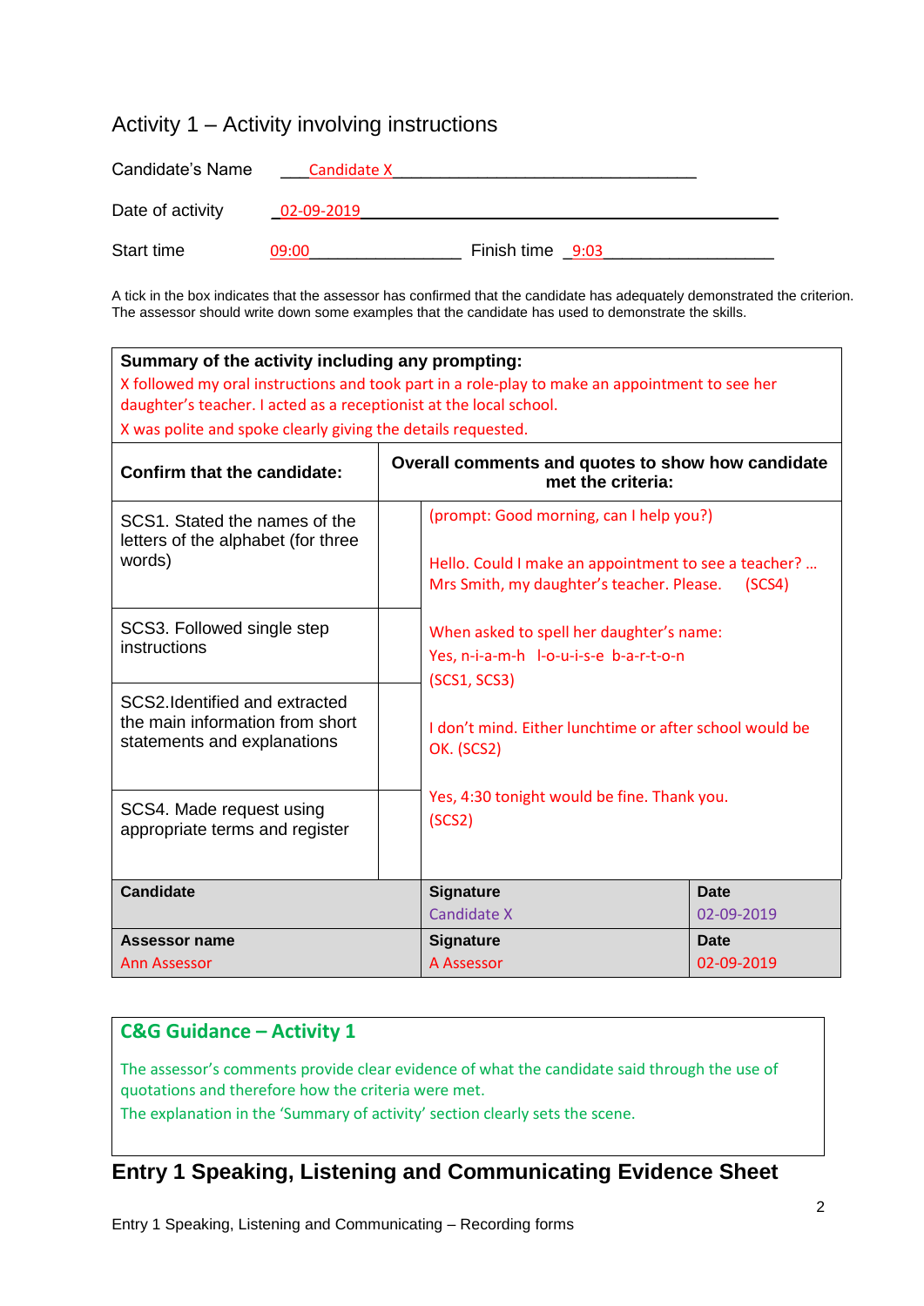## Activity 1 – Activity involving instructions

Candidate's Name Candidate X

Date of activity 02-09-2019

Start time 09:00 Finish time 9:03

A tick in the box indicates that the assessor has confirmed that the candidate has adequately demonstrated the criterion. The assessor should write down some examples that the candidate has used to demonstrate the skills.

**Summary of the activity including any prompting:**

X followed my oral instructions and took part in a role-play to make an appointment to see her daughter's teacher. I acted as a receptionist at the local school.

X was polite and spoke clearly giving the details requested.

| Confirm that the candidate: | | Overall comments and quotes to show how candidate met the criteria: |
|---|---|---|
| SCS1. Stated the names of the letters of the alphabet (for three words) | | (prompt: Good morning, can I help you?)<br><br>Hello. Could I make an appointment to see a teacher? … Mrs Smith, my daughter's teacher. Please. (SCS4) |
| SCS3. Followed single step instructions | | When asked to spell her daughter's name:<br>Yes, n-i-a-m-h l-o-u-i-s-e b-a-r-t-o-n<br>(SCS1, SCS3) |
| SCS2.Identified and extracted the main information from short statements and explanations | | I don't mind. Either lunchtime or after school would be OK. (SCS2) |
| SCS4. Made request using appropriate terms and register | | Yes, 4:30 tonight would be fine. Thank you.<br>(SCS2) |

| Candidate | Signature | Date |
|---|---|---|
| | Candidate X | 02-09-2019 |
| **Assessor name** | **Signature** | **Date** |
| Ann Assessor | A Assessor | 02-09-2019 |

**C&G Guidance – Activity 1**

The assessor's comments provide clear evidence of what the candidate said through the use of quotations and therefore how the criteria were met.

The explanation in the 'Summary of activity' section clearly sets the scene.

## Entry 1 Speaking, Listening and Communicating Evidence Sheet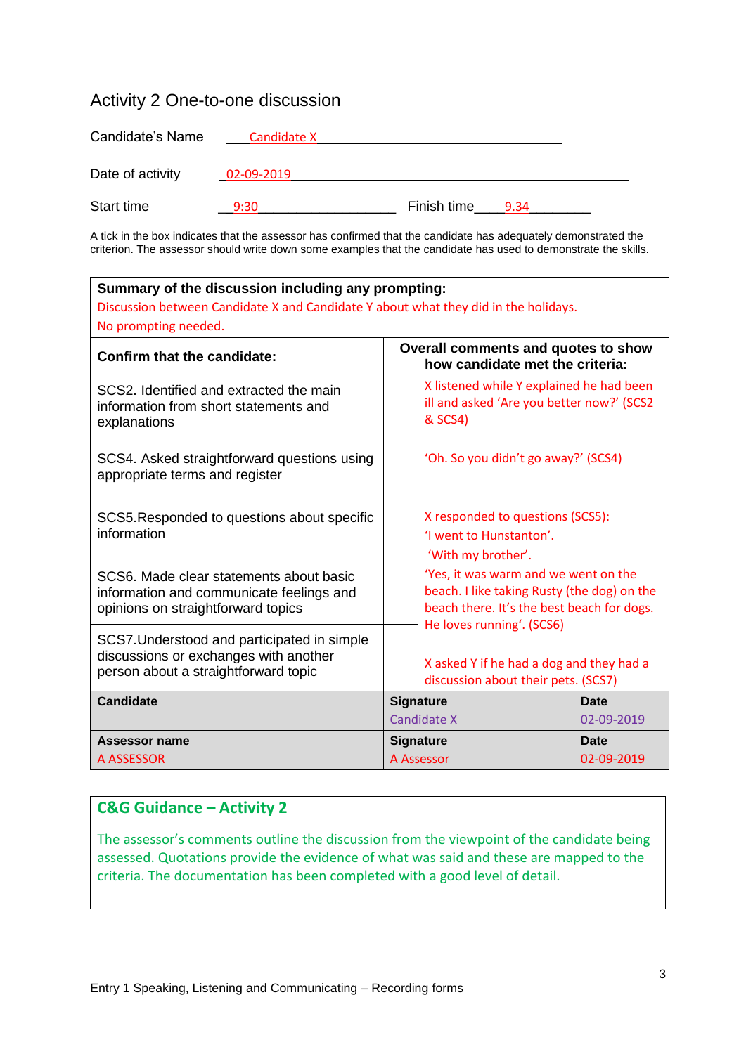## Activity 2 One-to-one discussion

Candidate's Name Candidate X

Date of activity 02-09-2019

Start time 9:30 Finish time 9.34

A tick in the box indicates that the assessor has confirmed that the candidate has adequately demonstrated the criterion. The assessor should write down some examples that the candidate has used to demonstrate the skills.

| | | |
|---|---|---|
| **Summary of the discussion including any prompting:**<br>Discussion between Candidate X and Candidate Y about what they did in the holidays.<br>No prompting needed. | | |
| **Confirm that the candidate:** | | **Overall comments and quotes to show how candidate met the criteria:** |
| SCS2. Identified and extracted the main information from short statements and explanations | | X listened while Y explained he had been ill and asked 'Are you better now?' (SCS2 & SCS4) |
| SCS4. Asked straightforward questions using appropriate terms and register | | 'Oh. So you didn't go away?' (SCS4) |
| SCS5.Responded to questions about specific information | | X responded to questions (SCS5):<br>'I went to Hunstanton'.<br>'With my brother'. |
| SCS6. Made clear statements about basic information and communicate feelings and opinions on straightforward topics | | 'Yes, it was warm and we went on the beach. I like taking Rusty (the dog) on the beach there. It's the best beach for dogs. He loves running'. (SCS6) |
| SCS7.Understood and participated in simple discussions or exchanges with another person about a straightforward topic | | X asked Y if he had a dog and they had a discussion about their pets. (SCS7) |
| **Candidate** | **Signature**<br>Candidate X | **Date**<br>02-09-2019 |
| **Assessor name**<br>A ASSESSOR | **Signature**<br>A Assessor | **Date**<br>02-09-2019 |

**C&G Guidance – Activity 2**

The assessor's comments outline the discussion from the viewpoint of the candidate being assessed. Quotations provide the evidence of what was said and these are mapped to the criteria. The documentation has been completed with a good level of detail.